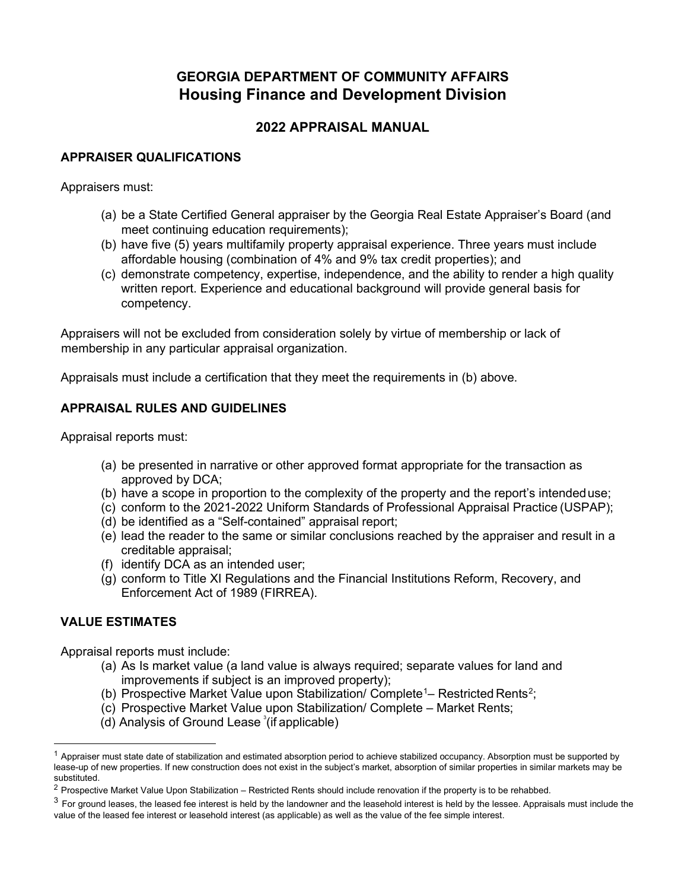# GEORGIA DEPARTMENT OF COMMUNITY AFFAIRS
# Housing Finance and Development Division

## 2022 APPRAISAL MANUAL

### APPRAISER QUALIFICATIONS

Appraisers must:

(a) be a State Certified General appraiser by the Georgia Real Estate Appraiser's Board (and meet continuing education requirements);
(b) have five (5) years multifamily property appraisal experience. Three years must include affordable housing (combination of 4% and 9% tax credit properties); and
(c) demonstrate competency, expertise, independence, and the ability to render a high quality written report. Experience and educational background will provide general basis for competency.

Appraisers will not be excluded from consideration solely by virtue of membership or lack of membership in any particular appraisal organization.

Appraisals must include a certification that they meet the requirements in (b) above.

### APPRAISAL RULES AND GUIDELINES

Appraisal reports must:

(a) be presented in narrative or other approved format appropriate for the transaction as approved by DCA;
(b) have a scope in proportion to the complexity of the property and the report's intended use;
(c) conform to the 2021-2022 Uniform Standards of Professional Appraisal Practice (USPAP);
(d) be identified as a "Self-contained" appraisal report;
(e) lead the reader to the same or similar conclusions reached by the appraiser and result in a creditable appraisal;
(f) identify DCA as an intended user;
(g) conform to Title XI Regulations and the Financial Institutions Reform, Recovery, and Enforcement Act of 1989 (FIRREA).

### VALUE ESTIMATES

Appraisal reports must include:

(a) As Is market value (a land value is always required; separate values for land and improvements if subject is an improved property);
(b) Prospective Market Value upon Stabilization/ Complete[1]– Restricted Rents[2];
(c) Prospective Market Value upon Stabilization/ Complete – Market Rents;
(d) Analysis of Ground Lease [3](if applicable)

---

[1] Appraiser must state date of stabilization and estimated absorption period to achieve stabilized occupancy. Absorption must be supported by lease-up of new properties. If new construction does not exist in the subject's market, absorption of similar properties in similar markets may be substituted.

[2] Prospective Market Value Upon Stabilization – Restricted Rents should include renovation if the property is to be rehabbed.

[3] For ground leases, the leased fee interest is held by the landowner and the leasehold interest is held by the lessee. Appraisals must include the value of the leased fee interest or leasehold interest (as applicable) as well as the value of the fee simple interest.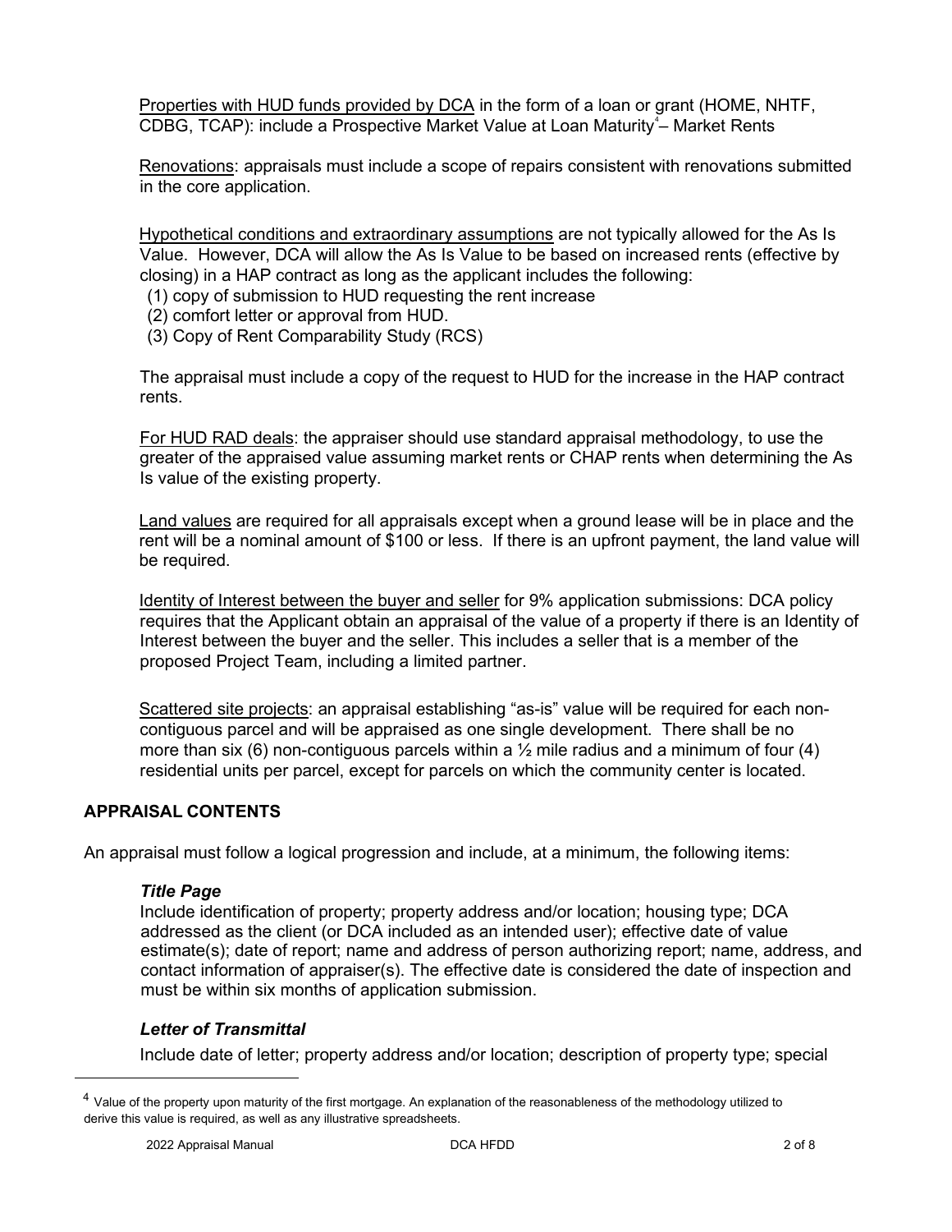Properties with HUD funds provided by DCA in the form of a loan or grant (HOME, NHTF, CDBG, TCAP): include a Prospective Market Value at Loan Maturity[4] – Market Rents

Renovations: appraisals must include a scope of repairs consistent with renovations submitted in the core application.

Hypothetical conditions and extraordinary assumptions are not typically allowed for the As Is Value. However, DCA will allow the As Is Value to be based on increased rents (effective by closing) in a HAP contract as long as the applicant includes the following:

(1) copy of submission to HUD requesting the rent increase
(2) comfort letter or approval from HUD.
(3) Copy of Rent Comparability Study (RCS)

The appraisal must include a copy of the request to HUD for the increase in the HAP contract rents.

For HUD RAD deals: the appraiser should use standard appraisal methodology, to use the greater of the appraised value assuming market rents or CHAP rents when determining the As Is value of the existing property.

Land values are required for all appraisals except when a ground lease will be in place and the rent will be a nominal amount of $100 or less. If there is an upfront payment, the land value will be required.

Identity of Interest between the buyer and seller for 9% application submissions: DCA policy requires that the Applicant obtain an appraisal of the value of a property if there is an Identity of Interest between the buyer and the seller. This includes a seller that is a member of the proposed Project Team, including a limited partner.

Scattered site projects: an appraisal establishing "as-is" value will be required for each non-contiguous parcel and will be appraised as one single development. There shall be no more than six (6) non-contiguous parcels within a ½ mile radius and a minimum of four (4) residential units per parcel, except for parcels on which the community center is located.

## APPRAISAL CONTENTS

An appraisal must follow a logical progression and include, at a minimum, the following items:

### *Title Page*

Include identification of property; property address and/or location; housing type; DCA addressed as the client (or DCA included as an intended user); effective date of value estimate(s); date of report; name and address of person authorizing report; name, address, and contact information of appraiser(s). The effective date is considered the date of inspection and must be within six months of application submission.

### *Letter of Transmittal*

Include date of letter; property address and/or location; description of property type; special

---

[4] Value of the property upon maturity of the first mortgage. An explanation of the reasonableness of the methodology utilized to derive this value is required, as well as any illustrative spreadsheets.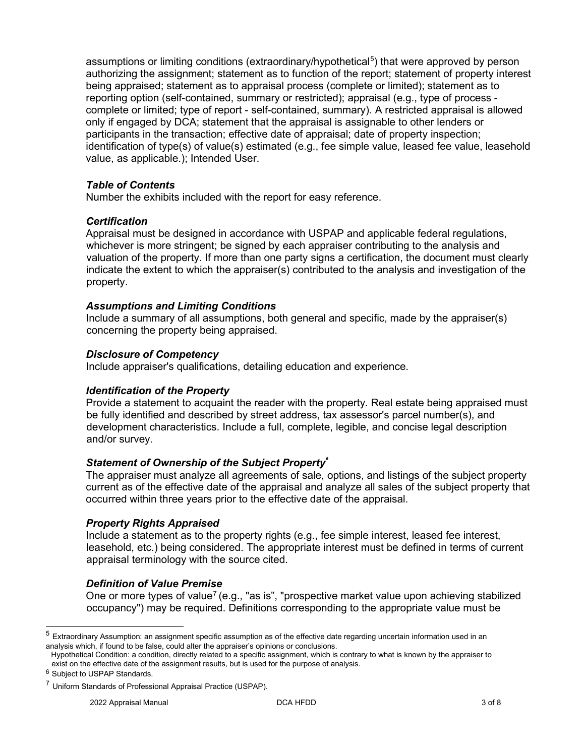assumptions or limiting conditions (extraordinary/hypothetical[5]) that were approved by person authorizing the assignment; statement as to function of the report; statement of property interest being appraised; statement as to appraisal process (complete or limited); statement as to reporting option (self-contained, summary or restricted); appraisal (e.g., type of process - complete or limited; type of report - self-contained, summary). A restricted appraisal is allowed only if engaged by DCA; statement that the appraisal is assignable to other lenders or participants in the transaction; effective date of appraisal; date of property inspection; identification of type(s) of value(s) estimated (e.g., fee simple value, leased fee value, leasehold value, as applicable.); Intended User.

### *Table of Contents*

Number the exhibits included with the report for easy reference.

### *Certification*

Appraisal must be designed in accordance with USPAP and applicable federal regulations, whichever is more stringent; be signed by each appraiser contributing to the analysis and valuation of the property. If more than one party signs a certification, the document must clearly indicate the extent to which the appraiser(s) contributed to the analysis and investigation of the property.

### *Assumptions and Limiting Conditions*

Include a summary of all assumptions, both general and specific, made by the appraiser(s) concerning the property being appraised.

### *Disclosure of Competency*

Include appraiser's qualifications, detailing education and experience.

### *Identification of the Property*

Provide a statement to acquaint the reader with the property. Real estate being appraised must be fully identified and described by street address, tax assessor's parcel number(s), and development characteristics. Include a full, complete, legible, and concise legal description and/or survey.

### *Statement of Ownership of the Subject Property*[6]

The appraiser must analyze all agreements of sale, options, and listings of the subject property current as of the effective date of the appraisal and analyze all sales of the subject property that occurred within three years prior to the effective date of the appraisal.

### *Property Rights Appraised*

Include a statement as to the property rights (e.g., fee simple interest, leased fee interest, leasehold, etc.) being considered. The appropriate interest must be defined in terms of current appraisal terminology with the source cited.

### *Definition of Value Premise*

One or more types of value[7] (e.g., "as is", "prospective market value upon achieving stabilized occupancy") may be required. Definitions corresponding to the appropriate value must be

---

[5] Extraordinary Assumption: an assignment specific assumption as of the effective date regarding uncertain information used in an analysis which, if found to be false, could alter the appraiser's opinions or conclusions.
Hypothetical Condition: a condition, directly related to a specific assignment, which is contrary to what is known by the appraiser to exist on the effective date of the assignment results, but is used for the purpose of analysis.

[6] Subject to USPAP Standards.

[7] Uniform Standards of Professional Appraisal Practice (USPAP).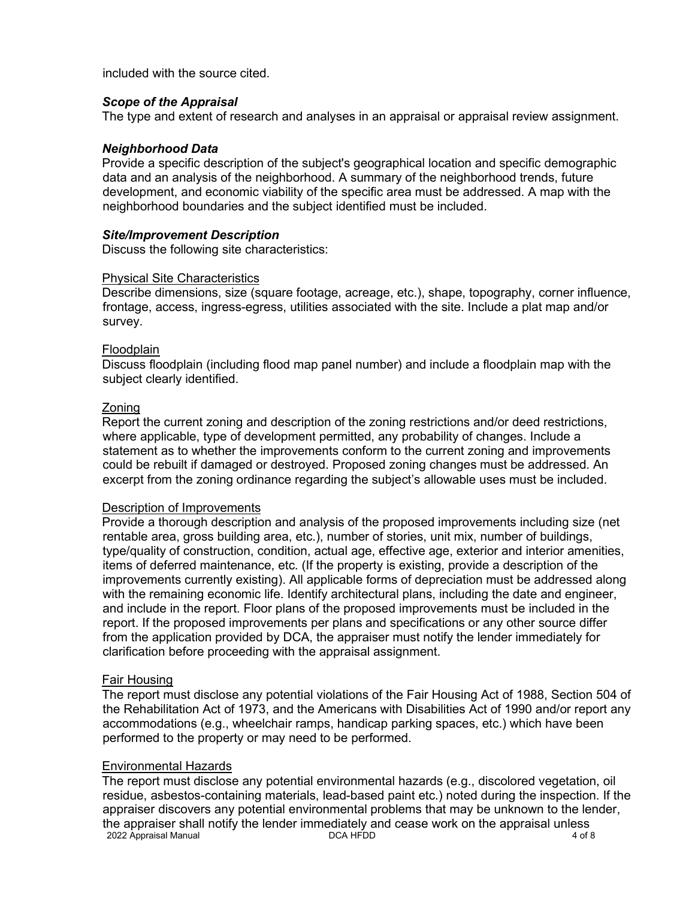included with the source cited.

### *Scope of the Appraisal*

The type and extent of research and analyses in an appraisal or appraisal review assignment.

### *Neighborhood Data*

Provide a specific description of the subject's geographical location and specific demographic data and an analysis of the neighborhood. A summary of the neighborhood trends, future development, and economic viability of the specific area must be addressed. A map with the neighborhood boundaries and the subject identified must be included.

### *Site/Improvement Description*

Discuss the following site characteristics:

#### Physical Site Characteristics

Describe dimensions, size (square footage, acreage, etc.), shape, topography, corner influence, frontage, access, ingress-egress, utilities associated with the site. Include a plat map and/or survey.

#### Floodplain

Discuss floodplain (including flood map panel number) and include a floodplain map with the subject clearly identified.

#### Zoning

Report the current zoning and description of the zoning restrictions and/or deed restrictions, where applicable, type of development permitted, any probability of changes. Include a statement as to whether the improvements conform to the current zoning and improvements could be rebuilt if damaged or destroyed. Proposed zoning changes must be addressed. An excerpt from the zoning ordinance regarding the subject's allowable uses must be included.

#### Description of Improvements

Provide a thorough description and analysis of the proposed improvements including size (net rentable area, gross building area, etc.), number of stories, unit mix, number of buildings, type/quality of construction, condition, actual age, effective age, exterior and interior amenities, items of deferred maintenance, etc. (If the property is existing, provide a description of the improvements currently existing). All applicable forms of depreciation must be addressed along with the remaining economic life. Identify architectural plans, including the date and engineer, and include in the report. Floor plans of the proposed improvements must be included in the report. If the proposed improvements per plans and specifications or any other source differ from the application provided by DCA, the appraiser must notify the lender immediately for clarification before proceeding with the appraisal assignment.

#### Fair Housing

The report must disclose any potential violations of the Fair Housing Act of 1988, Section 504 of the Rehabilitation Act of 1973, and the Americans with Disabilities Act of 1990 and/or report any accommodations (e.g., wheelchair ramps, handicap parking spaces, etc.) which have been performed to the property or may need to be performed.

#### Environmental Hazards

The report must disclose any potential environmental hazards (e.g., discolored vegetation, oil residue, asbestos-containing materials, lead-based paint etc.) noted during the inspection. If the appraiser discovers any potential environmental problems that may be unknown to the lender, the appraiser shall notify the lender immediately and cease work on the appraisal unless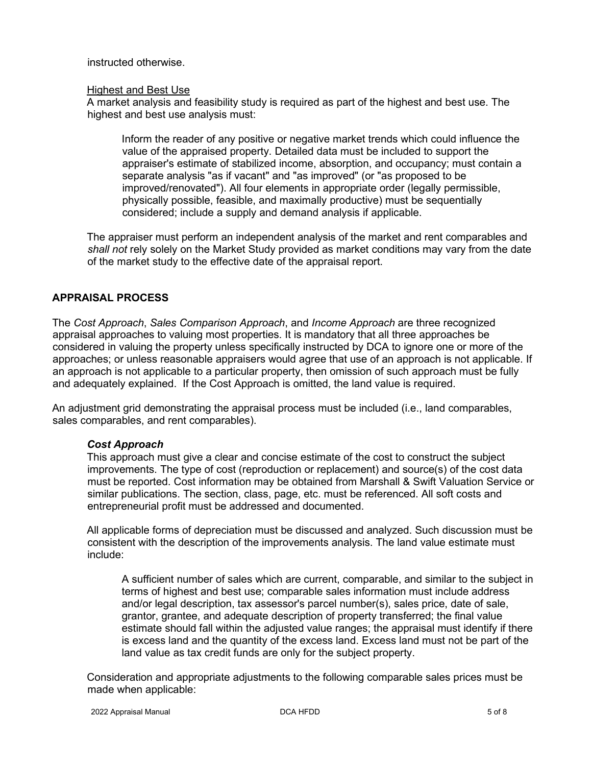instructed otherwise.

Highest and Best Use

A market analysis and feasibility study is required as part of the highest and best use. The highest and best use analysis must:

> Inform the reader of any positive or negative market trends which could influence the value of the appraised property. Detailed data must be included to support the appraiser's estimate of stabilized income, absorption, and occupancy; must contain a separate analysis "as if vacant" and "as improved" (or "as proposed to be improved/renovated"). All four elements in appropriate order (legally permissible, physically possible, feasible, and maximally productive) must be sequentially considered; include a supply and demand analysis if applicable.

The appraiser must perform an independent analysis of the market and rent comparables and *shall not* rely solely on the Market Study provided as market conditions may vary from the date of the market study to the effective date of the appraisal report.

## APPRAISAL PROCESS

The *Cost Approach*, *Sales Comparison Approach*, and *Income Approach* are three recognized appraisal approaches to valuing most properties. It is mandatory that all three approaches be considered in valuing the property unless specifically instructed by DCA to ignore one or more of the approaches; or unless reasonable appraisers would agree that use of an approach is not applicable. If an approach is not applicable to a particular property, then omission of such approach must be fully and adequately explained. If the Cost Approach is omitted, the land value is required.

An adjustment grid demonstrating the appraisal process must be included (i.e., land comparables, sales comparables, and rent comparables).

### *Cost Approach*

This approach must give a clear and concise estimate of the cost to construct the subject improvements. The type of cost (reproduction or replacement) and source(s) of the cost data must be reported. Cost information may be obtained from Marshall & Swift Valuation Service or similar publications. The section, class, page, etc. must be referenced. All soft costs and entrepreneurial profit must be addressed and documented.

All applicable forms of depreciation must be discussed and analyzed. Such discussion must be consistent with the description of the improvements analysis. The land value estimate must include:

> A sufficient number of sales which are current, comparable, and similar to the subject in terms of highest and best use; comparable sales information must include address and/or legal description, tax assessor's parcel number(s), sales price, date of sale, grantor, grantee, and adequate description of property transferred; the final value estimate should fall within the adjusted value ranges; the appraisal must identify if there is excess land and the quantity of the excess land. Excess land must not be part of the land value as tax credit funds are only for the subject property.

Consideration and appropriate adjustments to the following comparable sales prices must be made when applicable: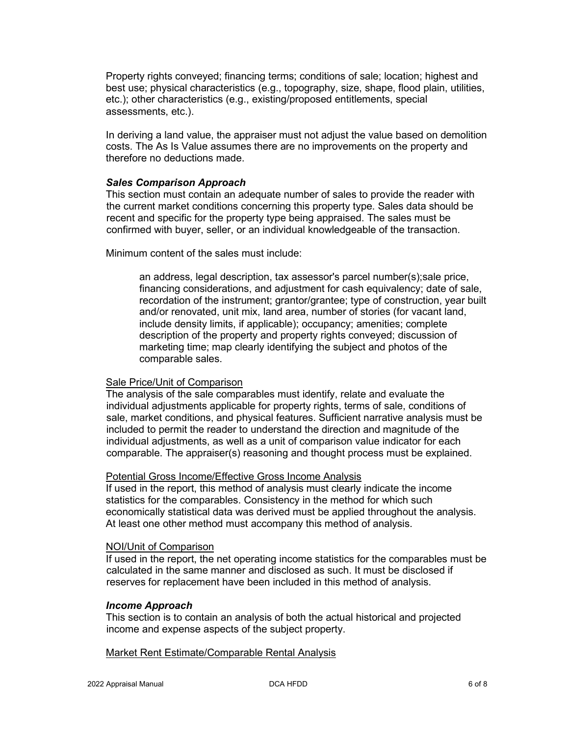Property rights conveyed; financing terms; conditions of sale; location; highest and best use; physical characteristics (e.g., topography, size, shape, flood plain, utilities, etc.); other characteristics (e.g., existing/proposed entitlements, special assessments, etc.).

In deriving a land value, the appraiser must not adjust the value based on demolition costs. The As Is Value assumes there are no improvements on the property and therefore no deductions made.

### *Sales Comparison Approach*

This section must contain an adequate number of sales to provide the reader with the current market conditions concerning this property type. Sales data should be recent and specific for the property type being appraised. The sales must be confirmed with buyer, seller, or an individual knowledgeable of the transaction.

Minimum content of the sales must include:

> an address, legal description, tax assessor's parcel number(s);sale price, financing considerations, and adjustment for cash equivalency; date of sale, recordation of the instrument; grantor/grantee; type of construction, year built and/or renovated, unit mix, land area, number of stories (for vacant land, include density limits, if applicable); occupancy; amenities; complete description of the property and property rights conveyed; discussion of marketing time; map clearly identifying the subject and photos of the comparable sales.

<u>Sale Price/Unit of Comparison</u>

The analysis of the sale comparables must identify, relate and evaluate the individual adjustments applicable for property rights, terms of sale, conditions of sale, market conditions, and physical features. Sufficient narrative analysis must be included to permit the reader to understand the direction and magnitude of the individual adjustments, as well as a unit of comparison value indicator for each comparable. The appraiser(s) reasoning and thought process must be explained.

<u>Potential Gross Income/Effective Gross Income Analysis</u>

If used in the report, this method of analysis must clearly indicate the income statistics for the comparables. Consistency in the method for which such economically statistical data was derived must be applied throughout the analysis. At least one other method must accompany this method of analysis.

<u>NOI/Unit of Comparison</u>

If used in the report, the net operating income statistics for the comparables must be calculated in the same manner and disclosed as such. It must be disclosed if reserves for replacement have been included in this method of analysis.

### *Income Approach*

This section is to contain an analysis of both the actual historical and projected income and expense aspects of the subject property.

<u>Market Rent Estimate/Comparable Rental Analysis</u>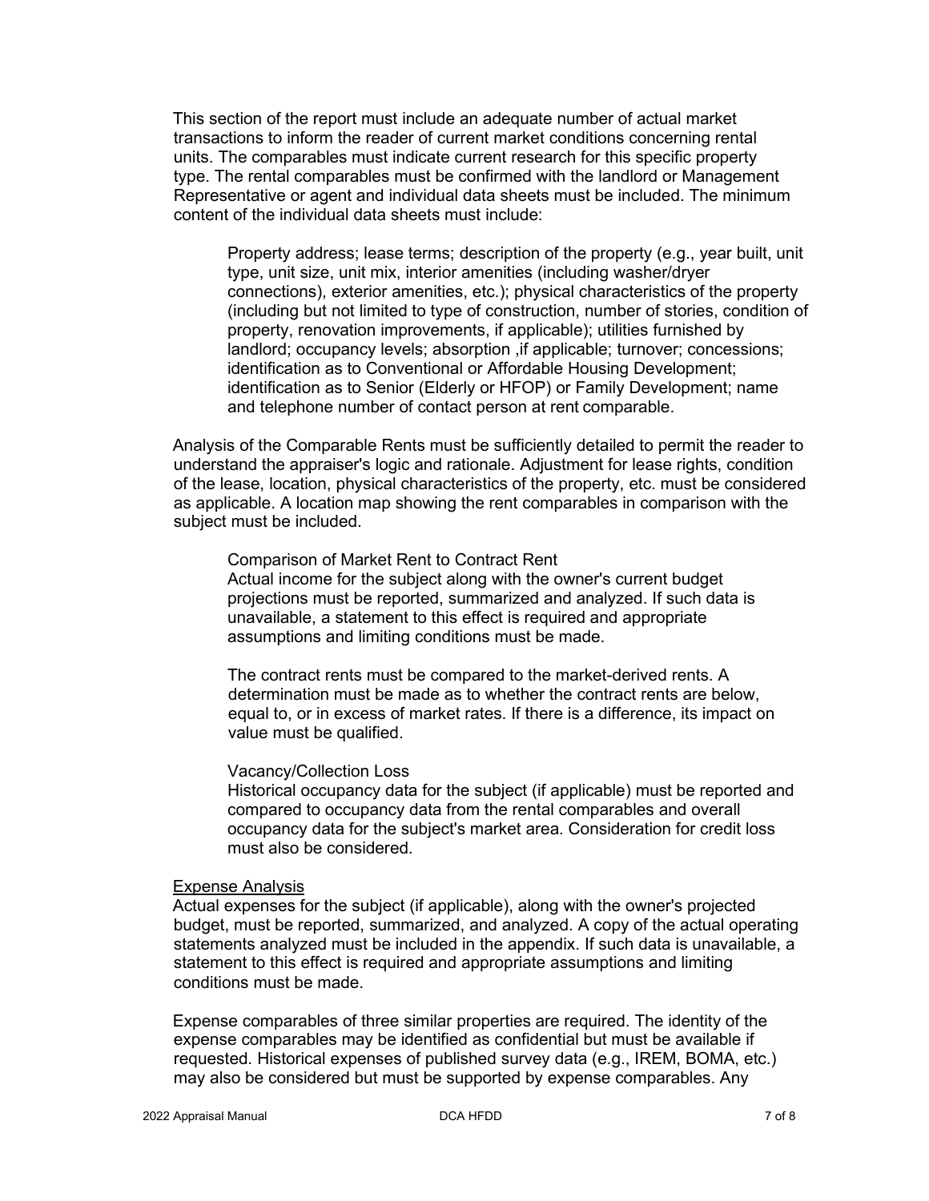This section of the report must include an adequate number of actual market transactions to inform the reader of current market conditions concerning rental units. The comparables must indicate current research for this specific property type. The rental comparables must be confirmed with the landlord or Management Representative or agent and individual data sheets must be included. The minimum content of the individual data sheets must include:

> Property address; lease terms; description of the property (e.g., year built, unit type, unit size, unit mix, interior amenities (including washer/dryer connections), exterior amenities, etc.); physical characteristics of the property (including but not limited to type of construction, number of stories, condition of property, renovation improvements, if applicable); utilities furnished by landlord; occupancy levels; absorption ,if applicable; turnover; concessions; identification as to Conventional or Affordable Housing Development; identification as to Senior (Elderly or HFOP) or Family Development; name and telephone number of contact person at rent comparable.

Analysis of the Comparable Rents must be sufficiently detailed to permit the reader to understand the appraiser's logic and rationale. Adjustment for lease rights, condition of the lease, location, physical characteristics of the property, etc. must be considered as applicable. A location map showing the rent comparables in comparison with the subject must be included.

Comparison of Market Rent to Contract Rent

Actual income for the subject along with the owner's current budget projections must be reported, summarized and analyzed. If such data is unavailable, a statement to this effect is required and appropriate assumptions and limiting conditions must be made.

The contract rents must be compared to the market-derived rents. A determination must be made as to whether the contract rents are below, equal to, or in excess of market rates. If there is a difference, its impact on value must be qualified.

Vacancy/Collection Loss

Historical occupancy data for the subject (if applicable) must be reported and compared to occupancy data from the rental comparables and overall occupancy data for the subject's market area. Consideration for credit loss must also be considered.

<u>Expense Analysis</u>

Actual expenses for the subject (if applicable), along with the owner's projected budget, must be reported, summarized, and analyzed. A copy of the actual operating statements analyzed must be included in the appendix. If such data is unavailable, a statement to this effect is required and appropriate assumptions and limiting conditions must be made.

Expense comparables of three similar properties are required. The identity of the expense comparables may be identified as confidential but must be available if requested. Historical expenses of published survey data (e.g., IREM, BOMA, etc.) may also be considered but must be supported by expense comparables. Any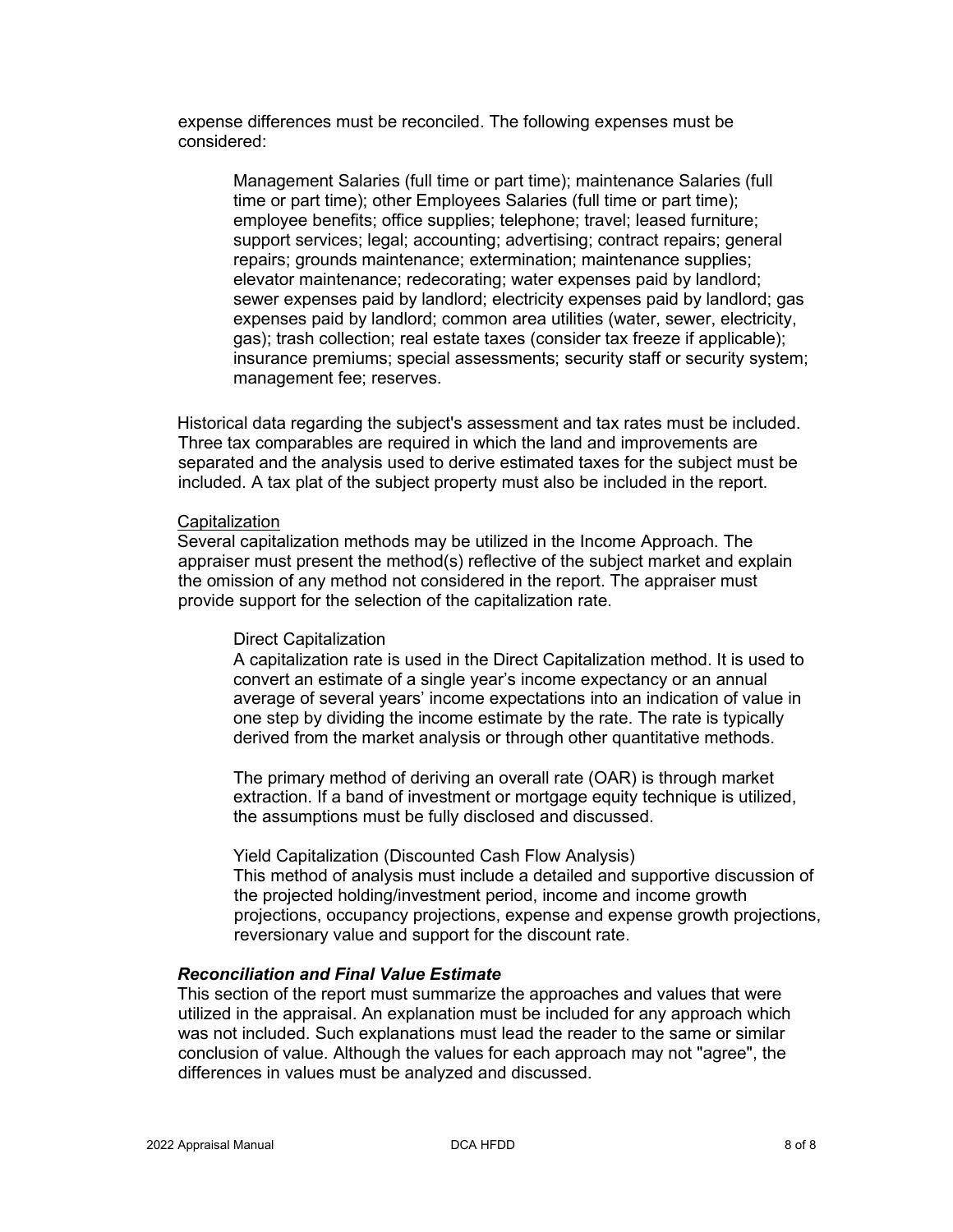expense differences must be reconciled. The following expenses must be considered:

> Management Salaries (full time or part time); maintenance Salaries (full time or part time); other Employees Salaries (full time or part time); employee benefits; office supplies; telephone; travel; leased furniture; support services; legal; accounting; advertising; contract repairs; general repairs; grounds maintenance; extermination; maintenance supplies; elevator maintenance; redecorating; water expenses paid by landlord; sewer expenses paid by landlord; electricity expenses paid by landlord; gas expenses paid by landlord; common area utilities (water, sewer, electricity, gas); trash collection; real estate taxes (consider tax freeze if applicable); insurance premiums; special assessments; security staff or security system; management fee; reserves.

Historical data regarding the subject's assessment and tax rates must be included. Three tax comparables are required in which the land and improvements are separated and the analysis used to derive estimated taxes for the subject must be included. A tax plat of the subject property must also be included in the report.

<u>Capitalization</u>

Several capitalization methods may be utilized in the Income Approach. The appraiser must present the method(s) reflective of the subject market and explain the omission of any method not considered in the report. The appraiser must provide support for the selection of the capitalization rate.

> Direct Capitalization
>
> A capitalization rate is used in the Direct Capitalization method. It is used to convert an estimate of a single year's income expectancy or an annual average of several years' income expectations into an indication of value in one step by dividing the income estimate by the rate. The rate is typically derived from the market analysis or through other quantitative methods.
>
> The primary method of deriving an overall rate (OAR) is through market extraction. If a band of investment or mortgage equity technique is utilized, the assumptions must be fully disclosed and discussed.
>
> Yield Capitalization (Discounted Cash Flow Analysis)
>
> This method of analysis must include a detailed and supportive discussion of the projected holding/investment period, income and income growth projections, occupancy projections, expense and expense growth projections, reversionary value and support for the discount rate.

***Reconciliation and Final Value Estimate***

This section of the report must summarize the approaches and values that were utilized in the appraisal. An explanation must be included for any approach which was not included. Such explanations must lead the reader to the same or similar conclusion of value. Although the values for each approach may not "agree", the differences in values must be analyzed and discussed.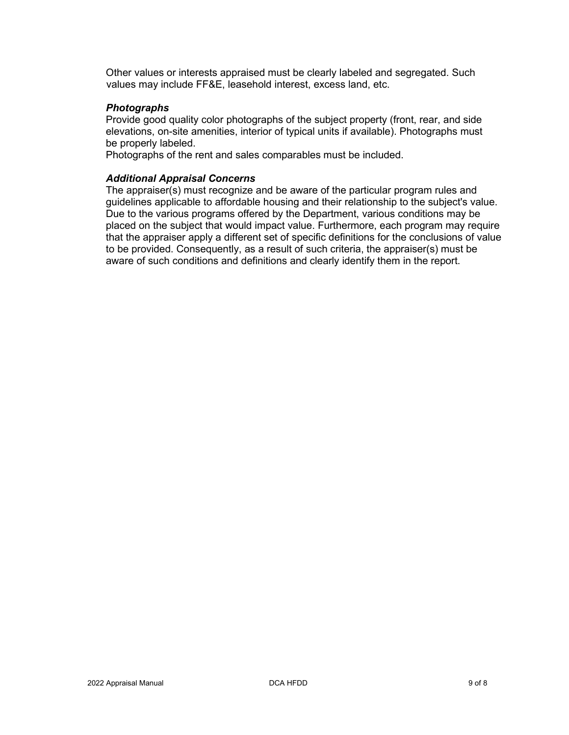Other values or interests appraised must be clearly labeled and segregated. Such values may include FF&E, leasehold interest, excess land, etc.

***Photographs***

Provide good quality color photographs of the subject property (front, rear, and side elevations, on-site amenities, interior of typical units if available). Photographs must be properly labeled.

Photographs of the rent and sales comparables must be included.

***Additional Appraisal Concerns***

The appraiser(s) must recognize and be aware of the particular program rules and guidelines applicable to affordable housing and their relationship to the subject's value. Due to the various programs offered by the Department, various conditions may be placed on the subject that would impact value. Furthermore, each program may require that the appraiser apply a different set of specific definitions for the conclusions of value to be provided. Consequently, as a result of such criteria, the appraiser(s) must be aware of such conditions and definitions and clearly identify them in the report.